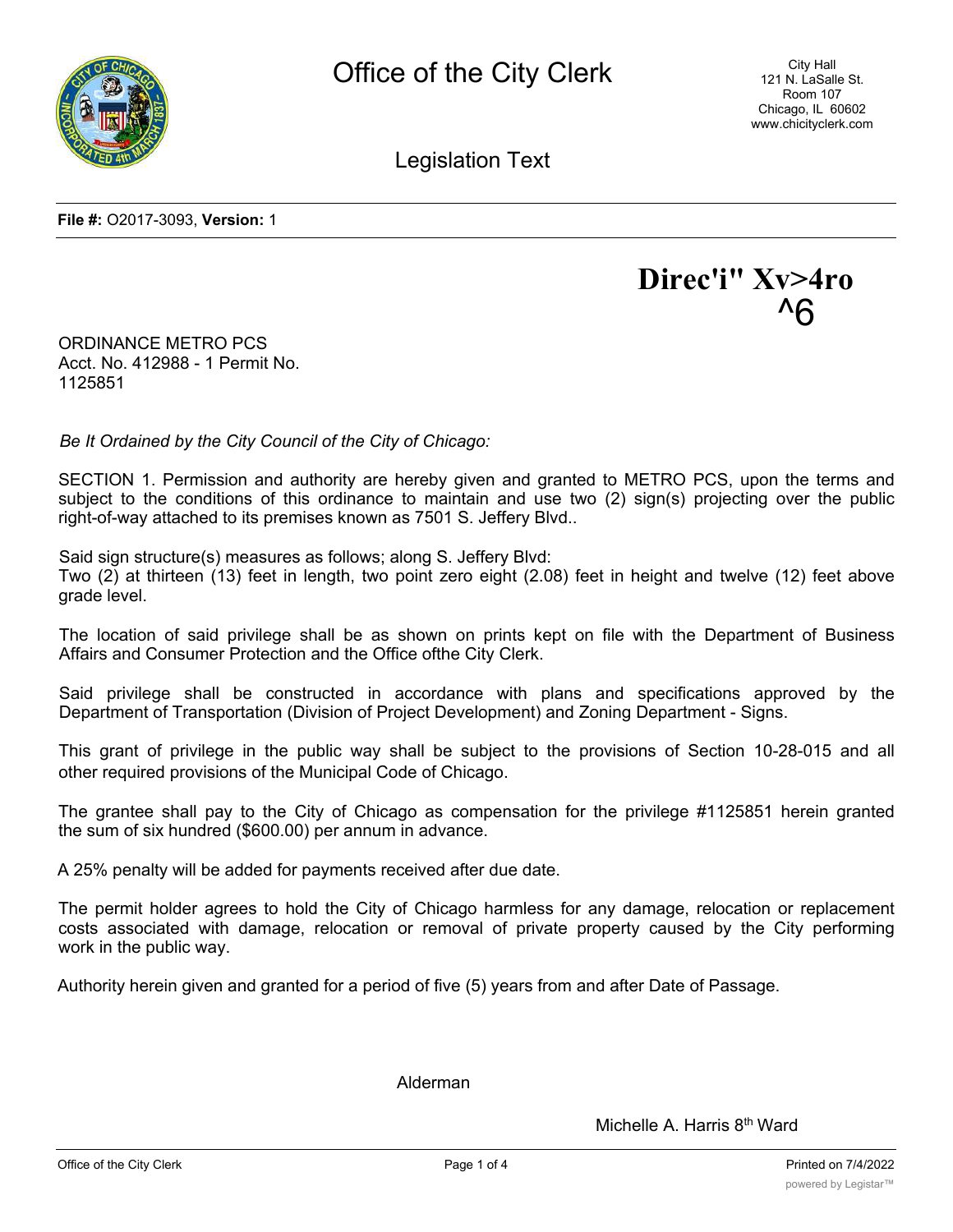**File #:** O2017-3093, **Version:** 1

**Direc'i" Xv>4ro ^6**

ORDINANCE METRO PCS
Acct. No. 412988 - 1 Permit No. 1125851

*Be It Ordained by the City Council of the City of Chicago:*

SECTION 1. Permission and authority are hereby given and granted to METRO PCS, upon the terms and subject to the conditions of this ordinance to maintain and use two (2) sign(s) projecting over the public right-of-way attached to its premises known as 7501 S. Jeffery Blvd..

Said sign structure(s) measures as follows; along S. Jeffery Blvd:
Two (2) at thirteen (13) feet in length, two point zero eight (2.08) feet in height and twelve (12) feet above grade level.

The location of said privilege shall be as shown on prints kept on file with the Department of Business Affairs and Consumer Protection and the Office ofthe City Clerk.

Said privilege shall be constructed in accordance with plans and specifications approved by the Department of Transportation (Division of Project Development) and Zoning Department - Signs.

This grant of privilege in the public way shall be subject to the provisions of Section 10-28-015 and all other required provisions of the Municipal Code of Chicago.

The grantee shall pay to the City of Chicago as compensation for the privilege #1125851 herein granted the sum of six hundred ($600.00) per annum in advance.

A 25% penalty will be added for payments received after due date.

The permit holder agrees to hold the City of Chicago harmless for any damage, relocation or replacement costs associated with damage, relocation or removal of private property caused by the City performing work in the public way.

Authority herein given and granted for a period of five (5) years from and after Date of Passage.

Alderman

Michelle A. Harris 8th Ward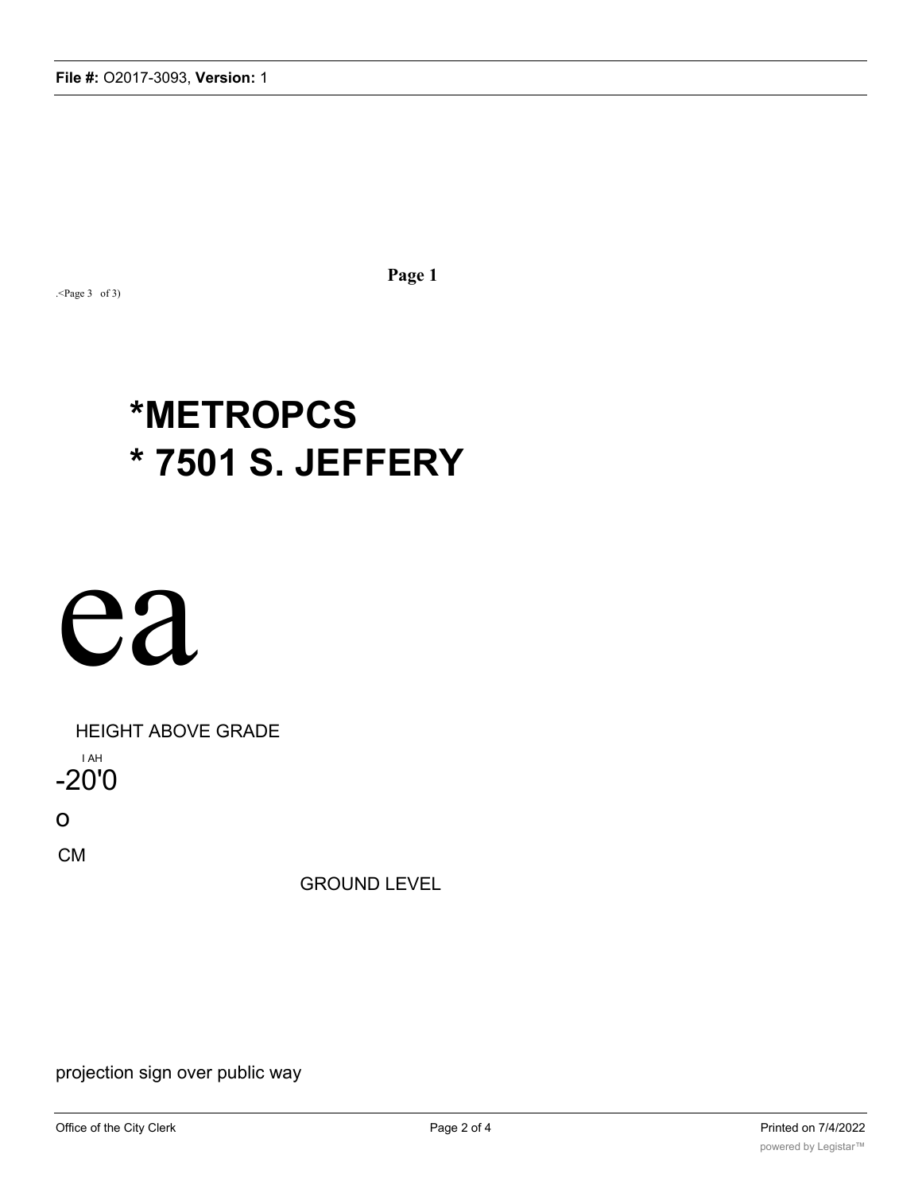Page 1

.<Page 3 of 3)

# *METROPCS
# * 7501 S. JEFFERY

ea

HEIGHT ABOVE GRADE

I AH

-20'0

o

CM

GROUND LEVEL

projection sign over public way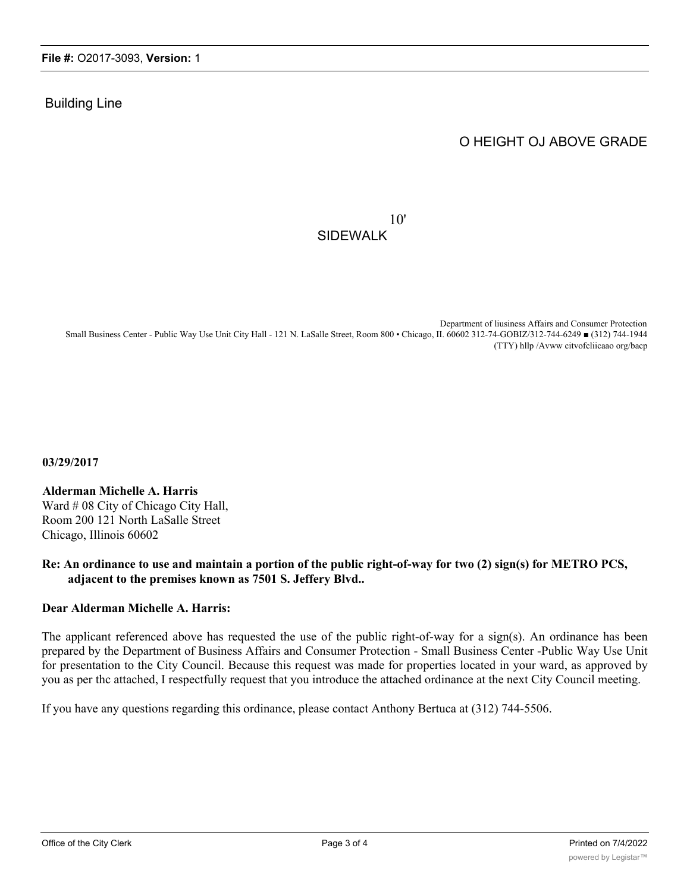Building Line

O HEIGHT OJ ABOVE GRADE

10'
SIDEWALK

Department of liusiness Affairs and Consumer Protection
Small Business Center - Public Way Use Unit City Hall - 121 N. LaSalle Street, Room 800 • Chicago, II. 60602 312-74-GOBIZ/312-744-6249 ■ (312) 744-1944 (TTY) hllp /Avww citvofcliicaao org/bacp

**03/29/2017**

**Alderman Michelle A. Harris**
Ward # 08 City of Chicago City Hall,
Room 200 121 North LaSalle Street
Chicago, Illinois 60602

**Re: An ordinance to use and maintain a portion of the public right-of-way for two (2) sign(s) for METRO PCS, adjacent to the premises known as 7501 S. Jeffery Blvd..**

**Dear Alderman Michelle A. Harris:**

The applicant referenced above has requested the use of the public right-of-way for a sign(s). An ordinance has been prepared by the Department of Business Affairs and Consumer Protection - Small Business Center -Public Way Use Unit for presentation to the City Council. Because this request was made for properties located in your ward, as approved by you as per thc attached, I respectfully request that you introduce the attached ordinance at the next City Council meeting.

If you have any questions regarding this ordinance, please contact Anthony Bertuca at (312) 744-5506.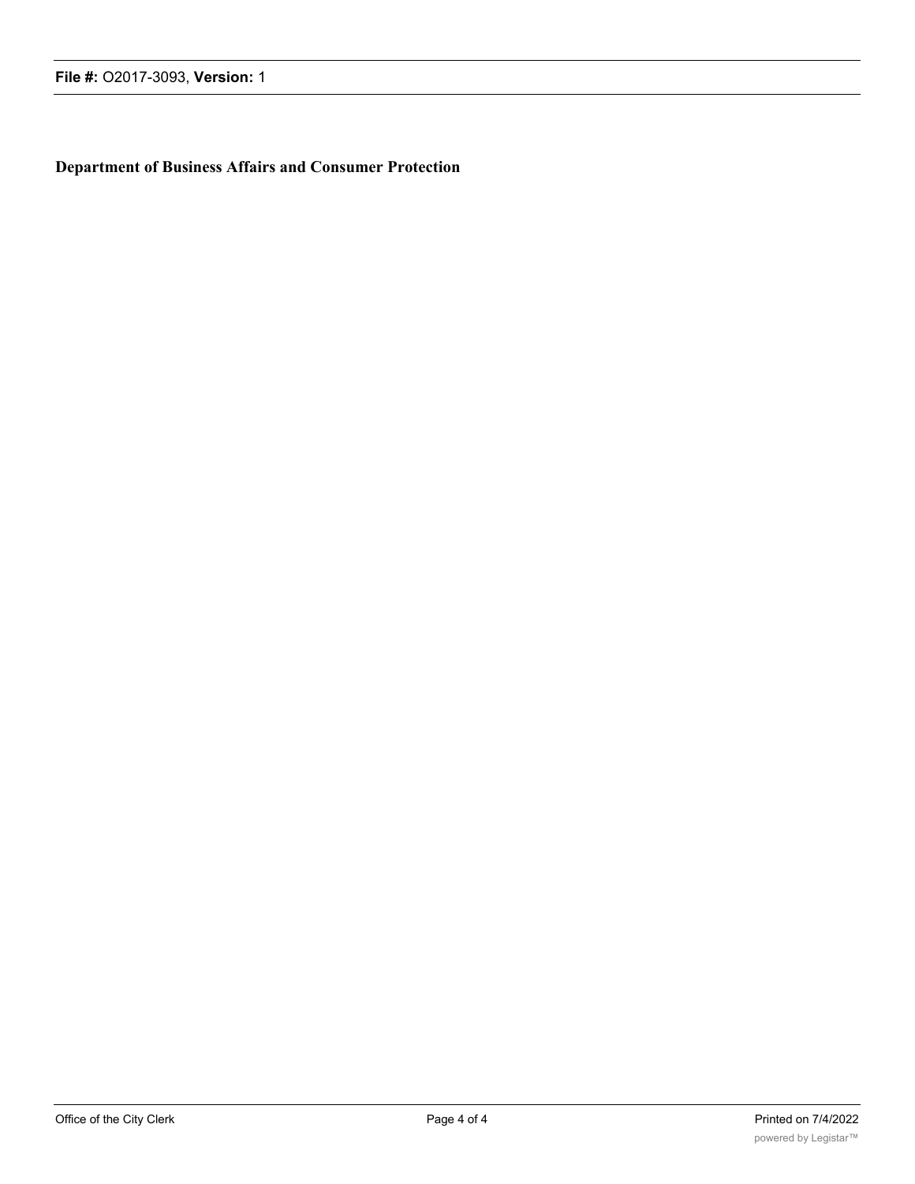**Department of Business Affairs and Consumer Protection**